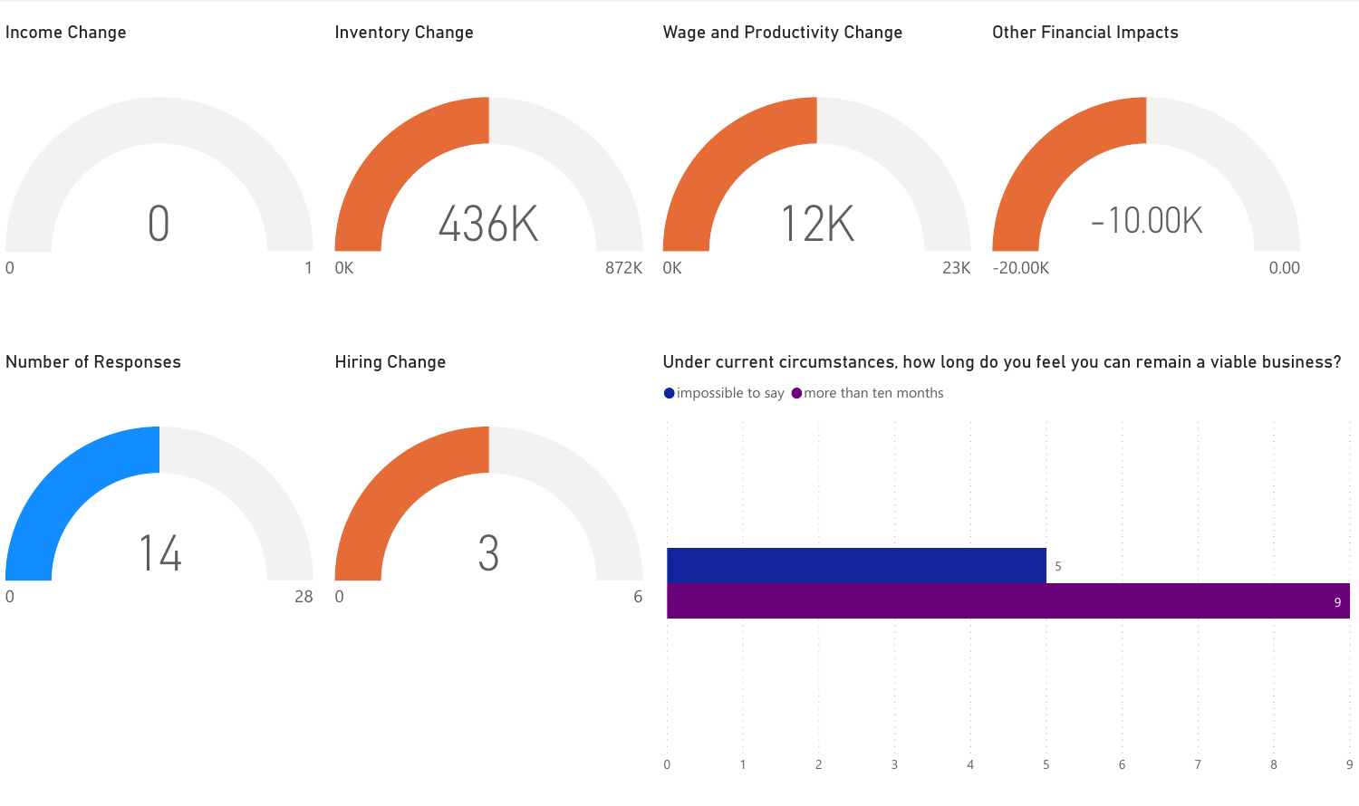## Income Change

0

0 – 1

## Inventory Change

436K

0K – 872K

## Wage and Productivity Change

12K

0K – 23K

## Other Financial Impacts

-10.00K

-20.00K – 0.00

## Number of Responses

14

0 – 28

## Hiring Change

3

0 – 6

## Under current circumstances, how long do you feel you can remain a viable business?

| Response | Count |
|---|---|
| impossible to say | 5 |
| more than ten months | 9 |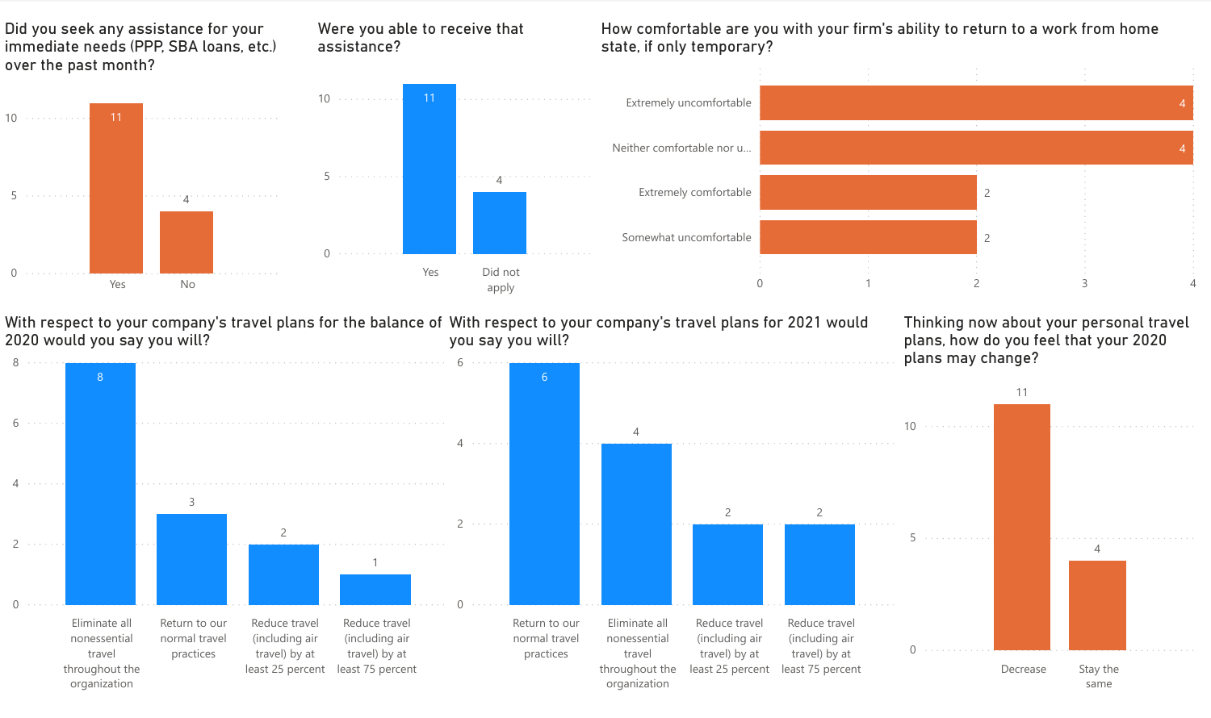Did you seek any assistance for your immediate needs (PPP, SBA loans, etc.) over the past month?

10
5
0
11
4
Yes
No

Were you able to receive that assistance?

10
5
0
11
4
Yes
Did not apply

How comfortable are you with your firm's ability to return to a work from home state, if only temporary?

Extremely uncomfortable
4
Neither comfortable nor u...
4
Extremely comfortable
2
Somewhat uncomfortable
2
0
1
2
3
4

With respect to your company's travel plans for the balance of 2020 would you say you will?

8
6
4
2
0
8
3
2
1
Eliminate all nonessential travel throughout the organization
Return to our normal travel practices
Reduce travel (including air travel) by at least 25 percent
Reduce travel (including air travel) by at least 75 percent

With respect to your company's travel plans for 2021 would you say you will?

6
4
2
0
6
4
2
2
Return to our normal travel practices
Eliminate all nonessential travel throughout the organization
Reduce travel (including air travel) by at least 25 percent
Reduce travel (including air travel) by at least 75 percent

Thinking now about your personal travel plans, how do you feel that your 2020 plans may change?

10
5
0
11
4
Decrease
Stay the same